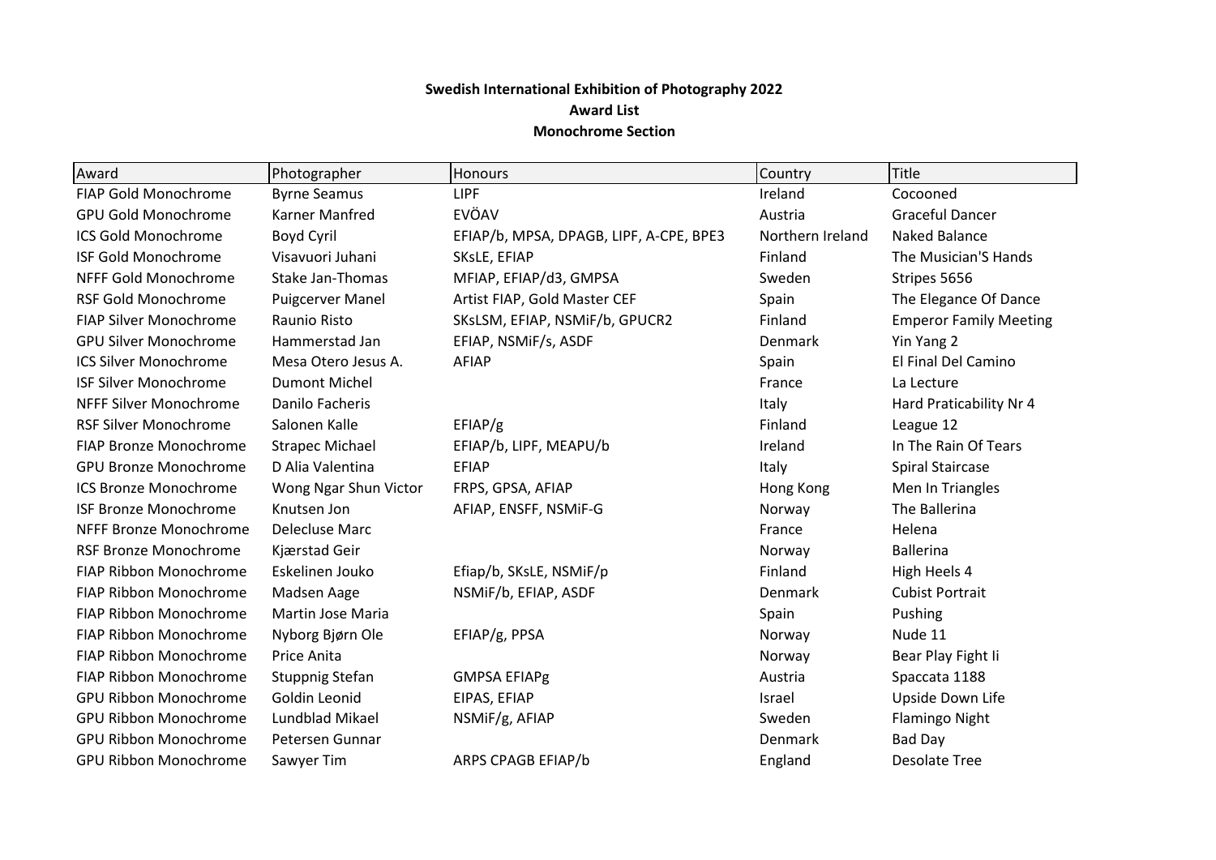**Swedish International Exhibition of Photography 2022**

**Award List**

**Monochrome Section**

| Award | Photographer | Honours | Country | Title |
|---|---|---|---|---|
| FIAP Gold Monochrome | Byrne Seamus | LIPF | Ireland | Cocooned |
| GPU Gold Monochrome | Karner Manfred | EVÖAV | Austria | Graceful Dancer |
| ICS Gold Monochrome | Boyd Cyril | EFIAP/b, MPSA, DPAGB, LIPF, A-CPE, BPE3 | Northern Ireland | Naked Balance |
| ISF Gold Monochrome | Visavuori Juhani | SKsLE, EFIAP | Finland | The Musician'S Hands |
| NFFF Gold Monochrome | Stake Jan-Thomas | MFIAP, EFIAP/d3, GMPSA | Sweden | Stripes 5656 |
| RSF Gold Monochrome | Puigcerver Manel | Artist FIAP, Gold Master CEF | Spain | The Elegance Of Dance |
| FIAP Silver Monochrome | Raunio Risto | SKsLSM, EFIAP, NSMiF/b, GPUCR2 | Finland | Emperor Family Meeting |
| GPU Silver Monochrome | Hammerstad Jan | EFIAP, NSMiF/s, ASDF | Denmark | Yin Yang 2 |
| ICS Silver Monochrome | Mesa Otero Jesus A. | AFIAP | Spain | El Final Del Camino |
| ISF Silver Monochrome | Dumont Michel | | France | La Lecture |
| NFFF Silver Monochrome | Danilo Facheris | | Italy | Hard Praticability Nr 4 |
| RSF Silver Monochrome | Salonen Kalle | EFIAP/g | Finland | League 12 |
| FIAP Bronze Monochrome | Strapec Michael | EFIAP/b, LIPF, MEAPU/b | Ireland | In The Rain Of Tears |
| GPU Bronze Monochrome | D Alia Valentina | EFIAP | Italy | Spiral Staircase |
| ICS Bronze Monochrome | Wong Ngar Shun Victor | FRPS, GPSA, AFIAP | Hong Kong | Men In Triangles |
| ISF Bronze Monochrome | Knutsen Jon | AFIAP, ENSFF, NSMiF-G | Norway | The Ballerina |
| NFFF Bronze Monochrome | Delecluse Marc | | France | Helena |
| RSF Bronze Monochrome | Kjærstad Geir | | Norway | Ballerina |
| FIAP Ribbon Monochrome | Eskelinen Jouko | Efiap/b, SKsLE, NSMiF/p | Finland | High Heels 4 |
| FIAP Ribbon Monochrome | Madsen Aage | NSMiF/b, EFIAP, ASDF | Denmark | Cubist Portrait |
| FIAP Ribbon Monochrome | Martin Jose Maria | | Spain | Pushing |
| FIAP Ribbon Monochrome | Nyborg Bjørn Ole | EFIAP/g, PPSA | Norway | Nude 11 |
| FIAP Ribbon Monochrome | Price Anita | | Norway | Bear Play Fight Ii |
| FIAP Ribbon Monochrome | Stuppnig Stefan | GMPSA EFIAPg | Austria | Spaccata 1188 |
| GPU Ribbon Monochrome | Goldin Leonid | EIPAS, EFIAP | Israel | Upside Down Life |
| GPU Ribbon Monochrome | Lundblad Mikael | NSMiF/g, AFIAP | Sweden | Flamingo Night |
| GPU Ribbon Monochrome | Petersen Gunnar | | Denmark | Bad Day |
| GPU Ribbon Monochrome | Sawyer Tim | ARPS CPAGB EFIAP/b | England | Desolate Tree |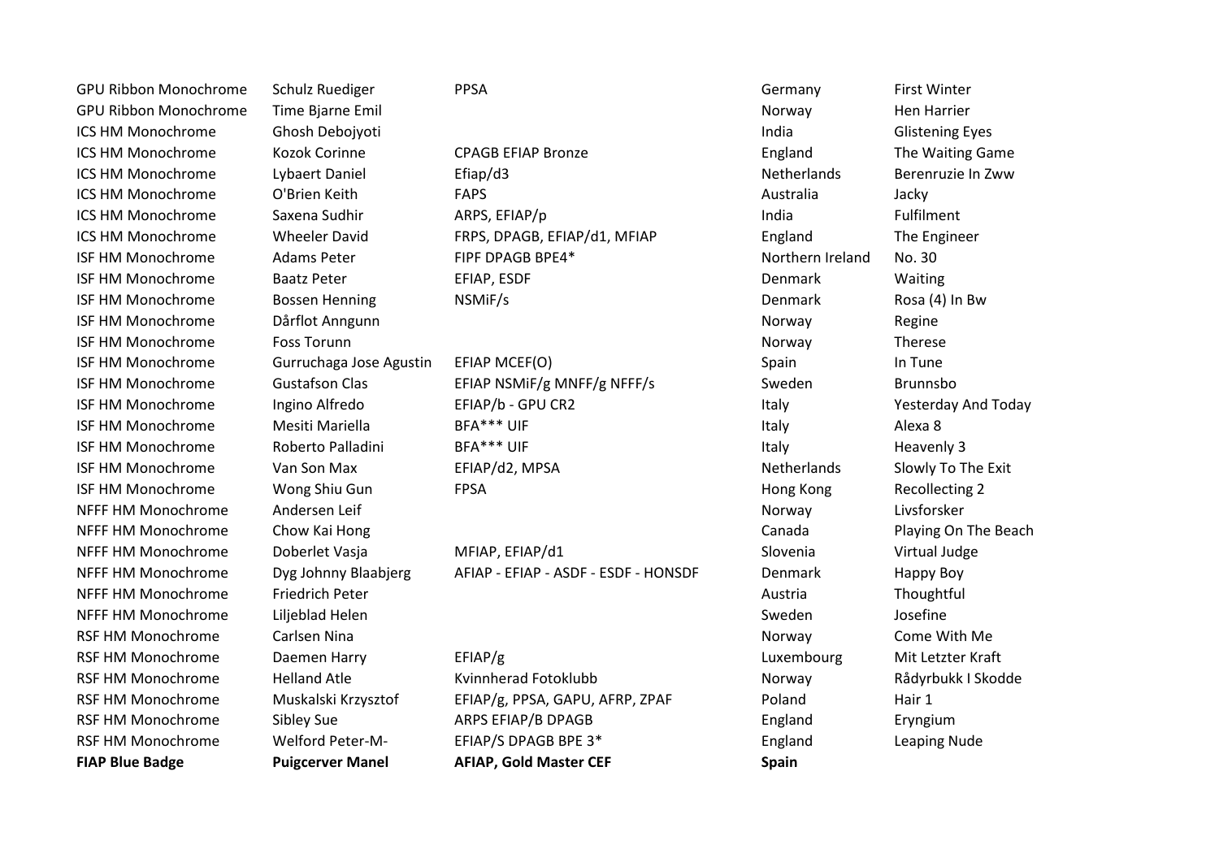| | | | | |
|---|---|---|---|---|
| GPU Ribbon Monochrome | Schulz Ruediger | PPSA | Germany | First Winter |
| GPU Ribbon Monochrome | Time Bjarne Emil | | Norway | Hen Harrier |
| ICS HM Monochrome | Ghosh Debojyoti | | India | Glistening Eyes |
| ICS HM Monochrome | Kozok Corinne | CPAGB EFIAP Bronze | England | The Waiting Game |
| ICS HM Monochrome | Lybaert Daniel | Efiap/d3 | Netherlands | Berenruzie In Zww |
| ICS HM Monochrome | O'Brien Keith | FAPS | Australia | Jacky |
| ICS HM Monochrome | Saxena Sudhir | ARPS, EFIAP/p | India | Fulfilment |
| ICS HM Monochrome | Wheeler David | FRPS, DPAGB, EFIAP/d1, MFIAP | England | The Engineer |
| ISF HM Monochrome | Adams Peter | FIPF DPAGB BPE4* | Northern Ireland | No. 30 |
| ISF HM Monochrome | Baatz Peter | EFIAP, ESDF | Denmark | Waiting |
| ISF HM Monochrome | Bossen Henning | NSMiF/s | Denmark | Rosa (4) In Bw |
| ISF HM Monochrome | Dårflot Anngunn | | Norway | Regine |
| ISF HM Monochrome | Foss Torunn | | Norway | Therese |
| ISF HM Monochrome | Gurruchaga Jose Agustin | EFIAP MCEF(O) | Spain | In Tune |
| ISF HM Monochrome | Gustafson Clas | EFIAP NSMiF/g MNFF/g NFFF/s | Sweden | Brunnsbo |
| ISF HM Monochrome | Ingino Alfredo | EFIAP/b - GPU CR2 | Italy | Yesterday And Today |
| ISF HM Monochrome | Mesiti Mariella | BFA*** UIF | Italy | Alexa 8 |
| ISF HM Monochrome | Roberto Palladini | BFA*** UIF | Italy | Heavenly 3 |
| ISF HM Monochrome | Van Son Max | EFIAP/d2, MPSA | Netherlands | Slowly To The Exit |
| ISF HM Monochrome | Wong Shiu Gun | FPSA | Hong Kong | Recollecting 2 |
| NFFF HM Monochrome | Andersen Leif | | Norway | Livsforsker |
| NFFF HM Monochrome | Chow Kai Hong | | Canada | Playing On The Beach |
| NFFF HM Monochrome | Doberlet Vasja | MFIAP, EFIAP/d1 | Slovenia | Virtual Judge |
| NFFF HM Monochrome | Dyg Johnny Blaabjerg | AFIAP - EFIAP - ASDF - ESDF - HONSDF | Denmark | Happy Boy |
| NFFF HM Monochrome | Friedrich Peter | | Austria | Thoughtful |
| NFFF HM Monochrome | Liljeblad Helen | | Sweden | Josefine |
| RSF HM Monochrome | Carlsen Nina | | Norway | Come With Me |
| RSF HM Monochrome | Daemen Harry | EFIAP/g | Luxembourg | Mit Letzter Kraft |
| RSF HM Monochrome | Helland Atle | Kvinnherad Fotoklubb | Norway | Rådyrbukk I Skodde |
| RSF HM Monochrome | Muskalski Krzysztof | EFIAP/g, PPSA, GAPU, AFRP, ZPAF | Poland | Hair 1 |
| RSF HM Monochrome | Sibley Sue | ARPS EFIAP/B DPAGB | England | Eryngium |
| RSF HM Monochrome | Welford Peter-M- | EFIAP/S DPAGB BPE 3* | England | Leaping Nude |
| **FIAP Blue Badge** | **Puigcerver Manel** | **AFIAP, Gold Master CEF** | **Spain** | |